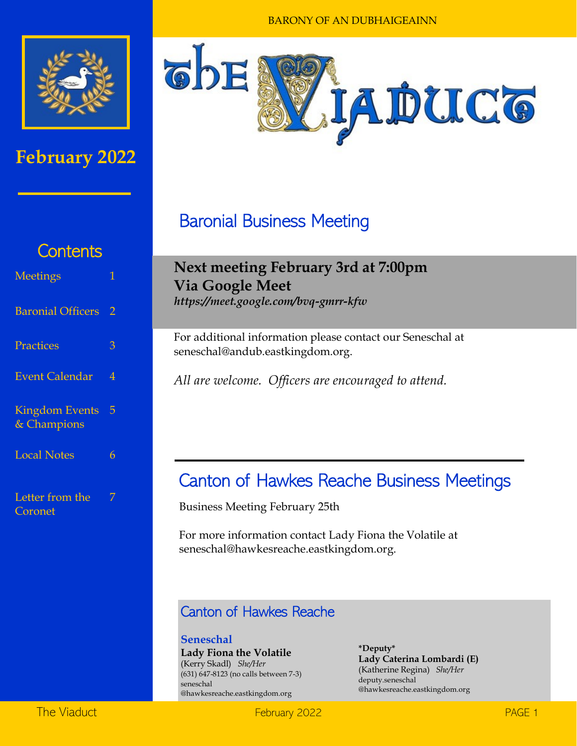BARONY OF AN DUBHAIGEAINN

# The Viaduct

**February 2022**

## Contents

- Meetings 1
- Baronial Officers 2
- Practices 3
- Event Calendar 4
- Kingdom Events & Champions 5
- Local Notes 6
- Letter from the Coronet 7

## Baronial Business Meeting

**Next meeting February 3rd at 7:00pm**
**Via Google Meet**
***https://meet.google.com/bvq-gmrr-kfw***

For additional information please contact our Seneschal at seneschal@andub.eastkingdom.org.

*All are welcome. Officers are encouraged to attend.*

## Canton of Hawkes Reache Business Meetings

Business Meeting February 25th

For more information contact Lady Fiona the Volatile at seneschal@hawkesreache.eastkingdom.org.

### Canton of Hawkes Reache

**Seneschal**
**Lady Fiona the Volatile**
(Kerry Skadl) *She/Her*
(631) 647-8123 (no calls between 7-3)
seneschal
@hawkesreache.eastkingdom.org

**\*Deputy\***
**Lady Caterina Lombardi (E)**
(Katherine Regina) *She/Her*
deputy.seneschal
@hawkesreache.eastkingdom.org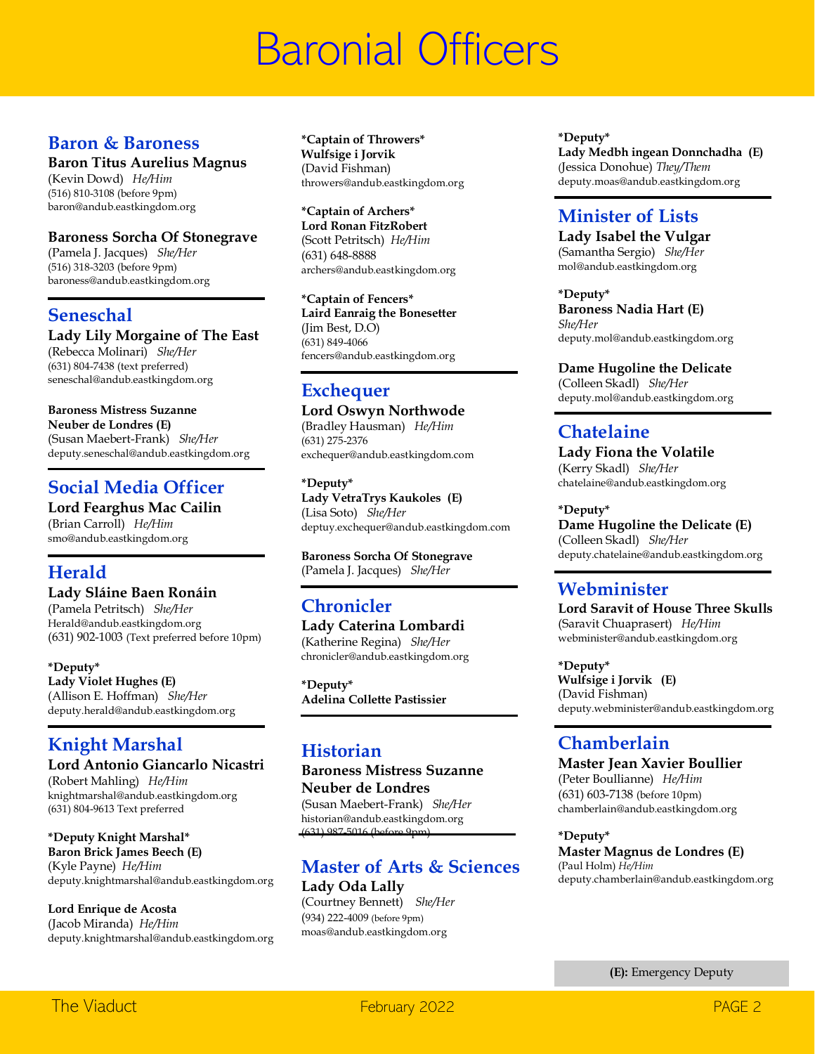# Baronial Officers

## Baron & Baroness

**Baron Titus Aurelius Magnus**
(Kevin Dowd) *He/Him*
(516) 810-3108 (before 9pm)
baron@andub.eastkingdom.org

**Baroness Sorcha Of Stonegrave**
(Pamela J. Jacques) *She/Her*
(516) 318-3203 (before 9pm)
baroness@andub.eastkingdom.org

## Seneschal

**Lady Lily Morgaine of The East**
(Rebecca Molinari) *She/Her*
(631) 804-7438 (text preferred)
seneschal@andub.eastkingdom.org

**Baroness Mistress Suzanne Neuber de Londres (E)**
(Susan Maebert-Frank) *She/Her*
deputy.seneschal@andub.eastkingdom.org

## Social Media Officer

**Lord Fearghus Mac Cailin**
(Brian Carroll) *He/Him*
smo@andub.eastkingdom.org

## Herald

**Lady Sláine Baen Ronáin**
(Pamela Petritsch) *She/Her*
Herald@andub.eastkingdom.org
(631) 902-1003 (Text preferred before 10pm)

**\*Deputy\***
**Lady Violet Hughes (E)**
(Allison E. Hoffman) *She/Her*
deputy.herald@andub.eastkingdom.org

## Knight Marshal

**Lord Antonio Giancarlo Nicastri**
(Robert Mahling) *He/Him*
knightmarshal@andub.eastkingdom.org
(631) 804-9613 Text preferred

**\*Deputy Knight Marshal\***
**Baron Brick James Beech (E)**
(Kyle Payne) *He/Him*
deputy.knightmarshal@andub.eastkingdom.org

**Lord Enrique de Acosta**
(Jacob Miranda) *He/Him*
deputy.knightmarshal@andub.eastkingdom.org

**\*Captain of Throwers\***
**Wulfsige i Jorvik**
(David Fishman)
throwers@andub.eastkingdom.org

**\*Captain of Archers\***
**Lord Ronan FitzRobert**
(Scott Petritsch) *He/Him*
(631) 648-8888
archers@andub.eastkingdom.org

**\*Captain of Fencers\***
**Laird Eanraig the Bonesetter**
(Jim Best, D.O)
(631) 849-4066
fencers@andub.eastkingdom.org

## Exchequer

**Lord Oswyn Northwode**
(Bradley Hausman) *He/Him*
(631) 275-2376
exchequer@andub.eastkingdom.com

**\*Deputy\***
**Lady VetraTrys Kaukoles (E)**
(Lisa Soto) *She/Her*
deptuy.exchequer@andub.eastkingdom.com

**Baroness Sorcha Of Stonegrave**
(Pamela J. Jacques) *She/Her*

## Chronicler

**Lady Caterina Lombardi**
(Katherine Regina) *She/Her*
chronicler@andub.eastkingdom.org

**\*Deputy\***
**Adelina Collette Pastissier**

## Historian

**Baroness Mistress Suzanne Neuber de Londres**
(Susan Maebert-Frank) *She/Her*
historian@andub.eastkingdom.org
~~(631) 987-5016 (before 9pm)~~

## Master of Arts & Sciences

**Lady Oda Lally**
(Courtney Bennett) *She/Her*
(934) 222-4009 (before 9pm)
moas@andub.eastkingdom.org

**\*Deputy\***
**Lady Medbh ingean Donnchadha (E)**
(Jessica Donohue) *They/Them*
deputy.moas@andub.eastkingdom.org

## Minister of Lists

**Lady Isabel the Vulgar**
(Samantha Sergio) *She/Her*
mol@andub.eastkingdom.org

**\*Deputy\***
**Baroness Nadia Hart (E)**
*She/Her*
deputy.mol@andub.eastkingdom.org

**Dame Hugoline the Delicate**
(Colleen Skadl) *She/Her*
deputy.mol@andub.eastkingdom.org

## Chatelaine

**Lady Fiona the Volatile**
(Kerry Skadl) *She/Her*
chatelaine@andub.eastkingdom.org

**\*Deputy\***
**Dame Hugoline the Delicate (E)**
(Colleen Skadl) *She/Her*
deputy.chatelaine@andub.eastkingdom.org

## Webminister

**Lord Saravit of House Three Skulls**
(Saravit Chuaprasert) *He/Him*
webminister@andub.eastkingdom.org

**\*Deputy\***
**Wulfsige i Jorvik (E)**
(David Fishman)
deputy.webminister@andub.eastkingdom.org

## Chamberlain

**Master Jean Xavier Boullier**
(Peter Boullianne) *He/Him*
(631) 603-7138 (before 10pm)
chamberlain@andub.eastkingdom.org

**\*Deputy\***
**Master Magnus de Londres (E)**
(Paul Holm) *He/Him*
deputy.chamberlain@andub.eastkingdom.org

**(E):** Emergency Deputy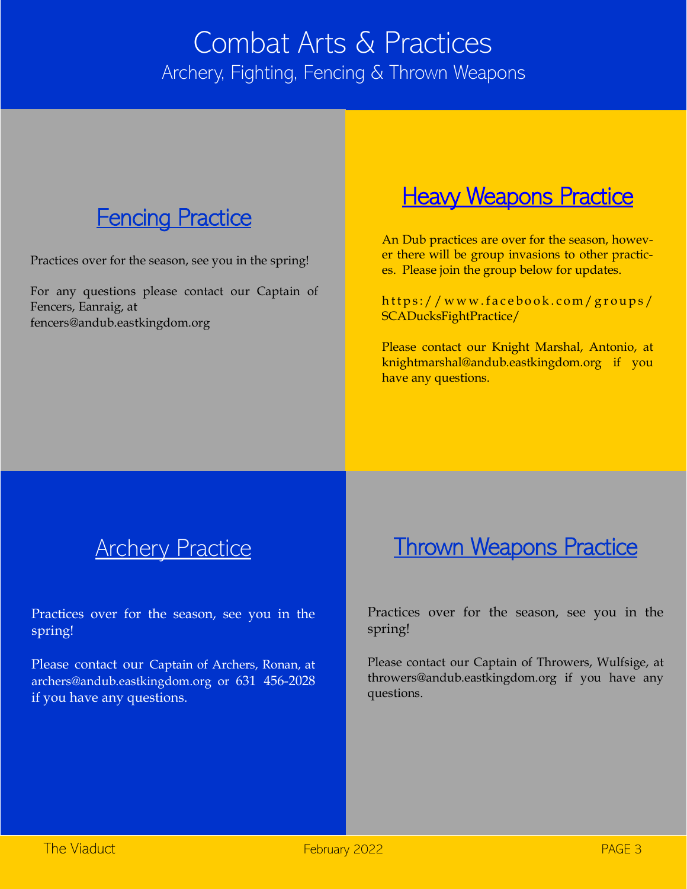# Combat Arts & Practices

Archery, Fighting, Fencing & Thrown Weapons

## Fencing Practice

Practices over for the season, see you in the spring!

For any questions please contact our Captain of Fencers, Eanraig, at fencers@andub.eastkingdom.org

## Heavy Weapons Practice

An Dub practices are over for the season, however there will be group invasions to other practices. Please join the group below for updates.

https://www.facebook.com/groups/SCADucksFightPractice/

Please contact our Knight Marshal, Antonio, at knightmarshal@andub.eastkingdom.org if you have any questions.

## Archery Practice

Practices over for the season, see you in the spring!

Please contact our Captain of Archers, Ronan, at archers@andub.eastkingdom.org or 631 456-2028 if you have any questions.

## Thrown Weapons Practice

Practices over for the season, see you in the spring!

Please contact our Captain of Throwers, Wulfsige, at throwers@andub.eastkingdom.org if you have any questions.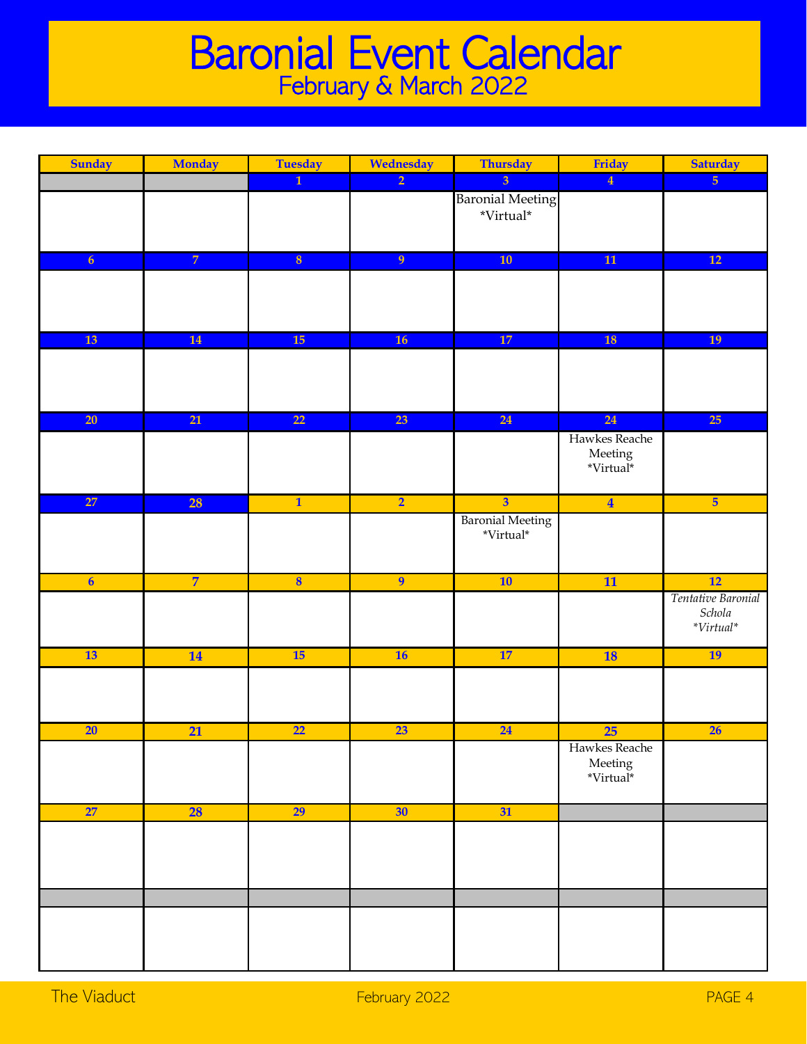# Baronial Event Calendar

## February & March 2022

| Sunday | Monday | Tuesday | Wednesday | Thursday | Friday | Saturday |
|---|---|---|---|---|---|---|
| | | 1 | 2 | 3 | 4 | 5 |
| | | | | Baronial Meeting *Virtual* | | |
| 6 | 7 | 8 | 9 | 10 | 11 | 12 |
| | | | | | | |
| 13 | 14 | 15 | 16 | 17 | 18 | 19 |
| | | | | | | |
| 20 | 21 | 22 | 23 | 24 | 24 | 25 |
| | | | | | Hawkes Reache Meeting *Virtual* | |
| 27 | 28 | 1 | 2 | 3 | 4 | 5 |
| | | | | Baronial Meeting *Virtual* | | |
| 6 | 7 | 8 | 9 | 10 | 11 | 12 |
| | | | | | | *Tentative Baronial Schola \*Virtual\** |
| 13 | 14 | 15 | 16 | 17 | 18 | 19 |
| | | | | | | |
| 20 | 21 | 22 | 23 | 24 | 25 | 26 |
| | | | | | Hawkes Reache Meeting *Virtual* | |
| 27 | 28 | 29 | 30 | 31 | | |
| | | | | | | |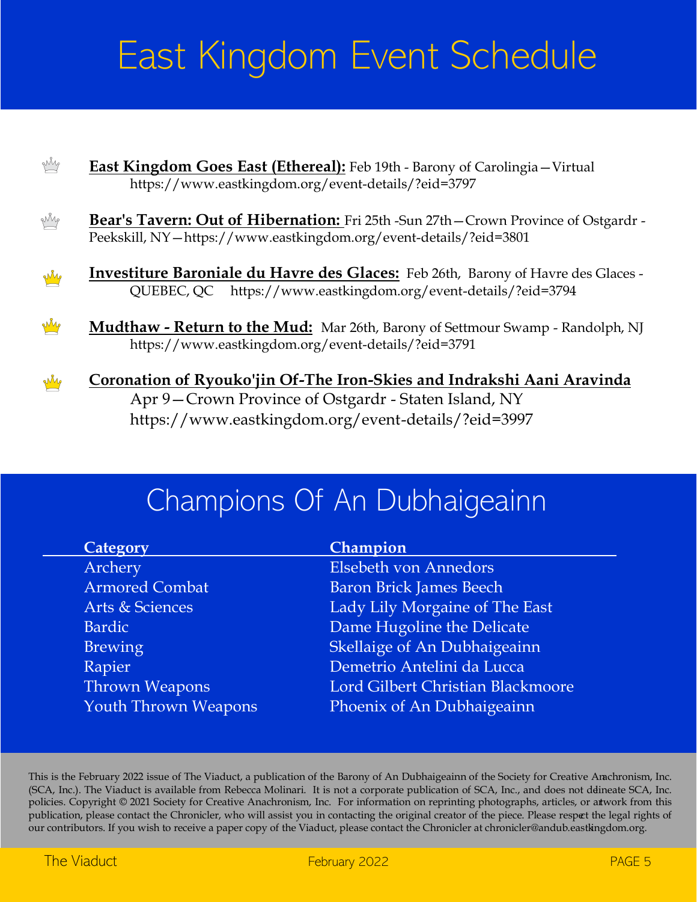# East Kingdom Event Schedule

- **East Kingdom Goes East (Ethereal):** Feb 19th - Barony of Carolingia—Virtual https://www.eastkingdom.org/event-details/?eid=3797

- **Bear's Tavern: Out of Hibernation:** Fri 25th -Sun 27th—Crown Province of Ostgardr - Peekskill, NY—https://www.eastkingdom.org/event-details/?eid=3801

- **Investiture Baroniale du Havre des Glaces:** Feb 26th, Barony of Havre des Glaces - QUEBEC, QC https://www.eastkingdom.org/event-details/?eid=3794

- **Mudthaw - Return to the Mud:** Mar 26th, Barony of Settmour Swamp - Randolph, NJ https://www.eastkingdom.org/event-details/?eid=3791

- **Coronation of Ryouko'jin Of-The Iron-Skies and Indrakshi Aani Aravinda** Apr 9—Crown Province of Ostgardr - Staten Island, NY https://www.eastkingdom.org/event-details/?eid=3997

# Champions Of An Dubhaigeainn

| Category | Champion |
|---|---|
| Archery | Elsebeth von Annedors |
| Armored Combat | Baron Brick James Beech |
| Arts & Sciences | Lady Lily Morgaine of The East |
| Bardic | Dame Hugoline the Delicate |
| Brewing | Skellaige of An Dubhaigeainn |
| Rapier | Demetrio Antelini da Lucca |
| Thrown Weapons | Lord Gilbert Christian Blackmoore |
| Youth Thrown Weapons | Phoenix of An Dubhaigeainn |

This is the February 2022 issue of The Viaduct, a publication of the Barony of An Dubhaigeainn of the Society for Creative Anachronism, Inc. (SCA, Inc.). The Viaduct is available from Rebecca Molinari. It is not a corporate publication of SCA, Inc., and does not delineate SCA, Inc. policies. Copyright © 2021 Society for Creative Anachronism, Inc. For information on reprinting photographs, articles, or artwork from this publication, please contact the Chronicler, who will assist you in contacting the original creator of the piece. Please respect the legal rights of our contributors. If you wish to receive a paper copy of the Viaduct, please contact the Chronicler at chronicler@andub.eastkingdom.org.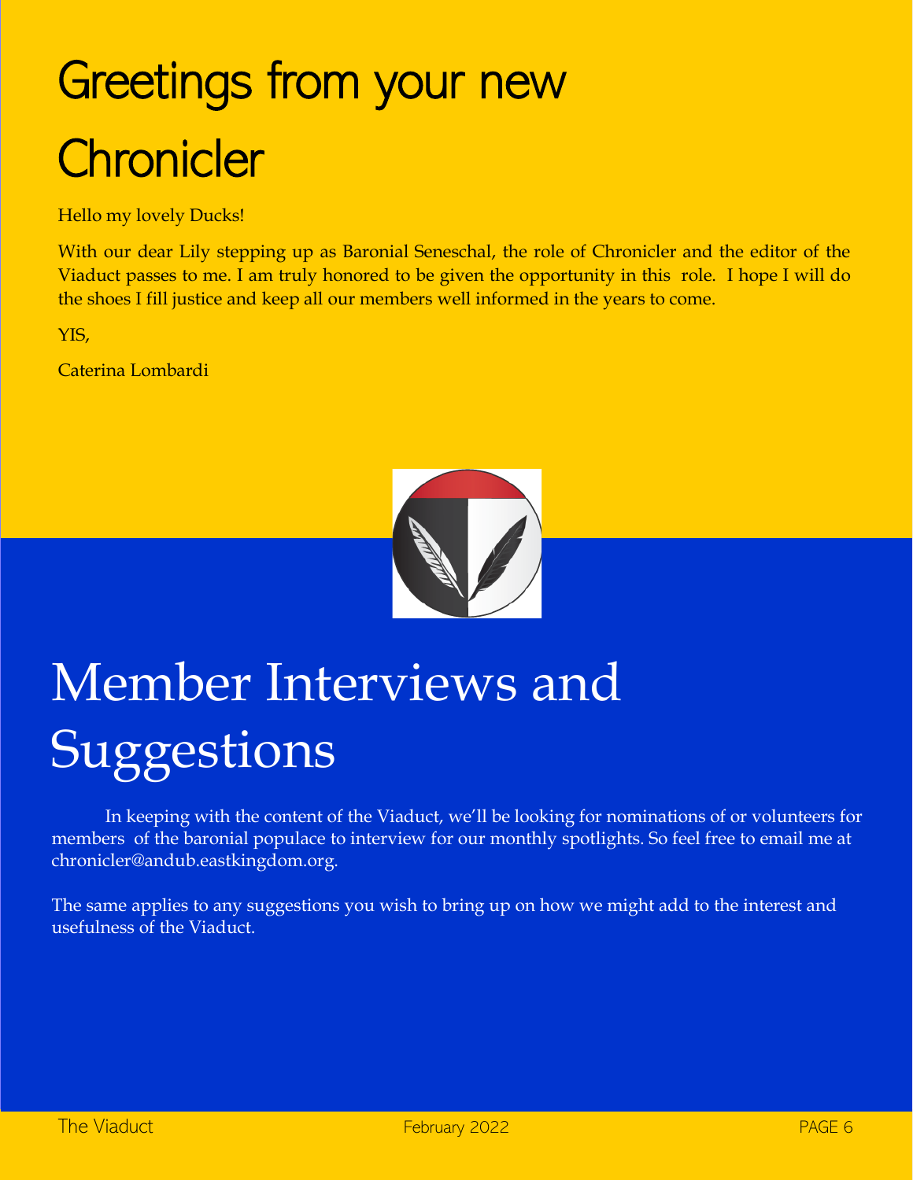# Greetings from your new Chronicler

Hello my lovely Ducks!

With our dear Lily stepping up as Baronial Seneschal, the role of Chronicler and the editor of the Viaduct passes to me. I am truly honored to be given the opportunity in this role. I hope I will do the shoes I fill justice and keep all our members well informed in the years to come.

YIS,

Caterina Lombardi

# Member Interviews and Suggestions

In keeping with the content of the Viaduct, we'll be looking for nominations of or volunteers for members of the baronial populace to interview for our monthly spotlights. So feel free to email me at chronicler@andub.eastkingdom.org.

The same applies to any suggestions you wish to bring up on how we might add to the interest and usefulness of the Viaduct.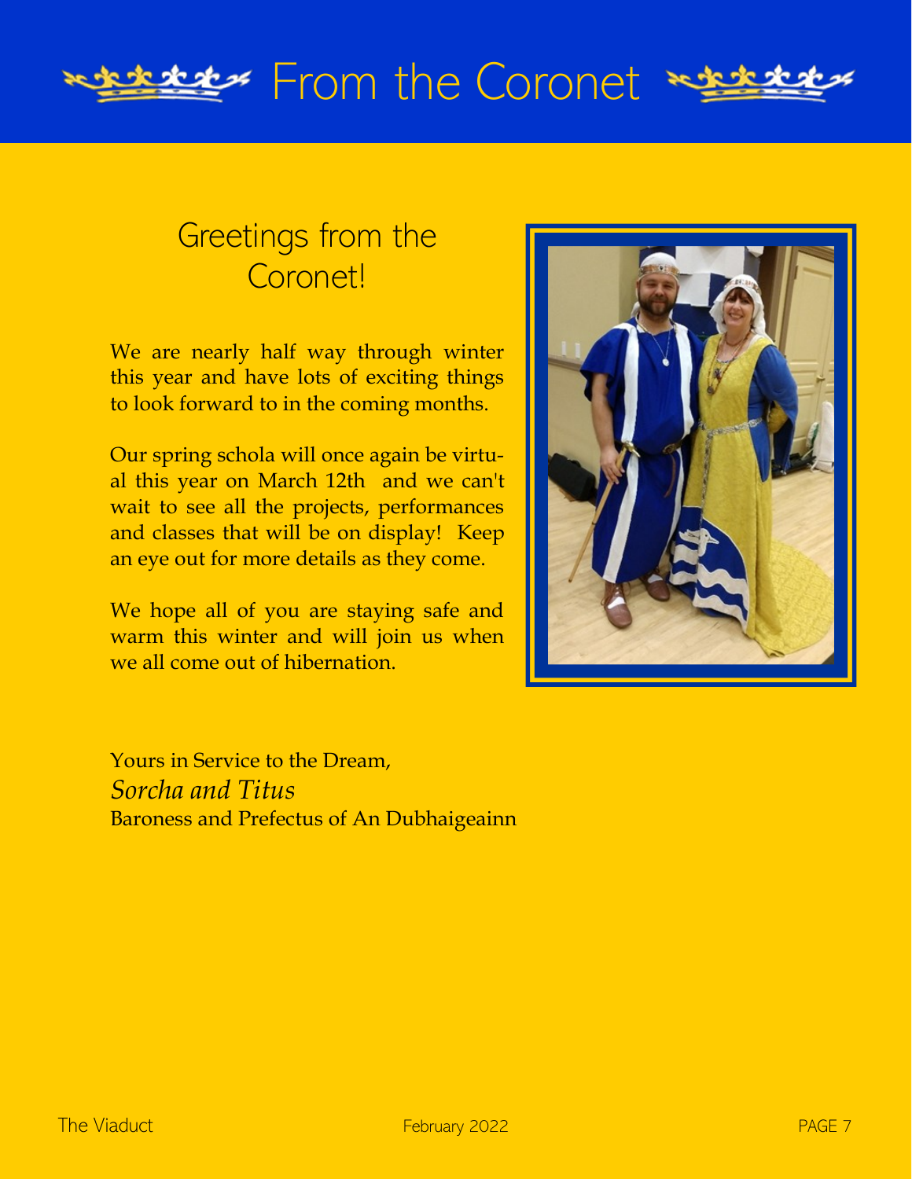# From the Coronet

## Greetings from the Coronet!

We are nearly half way through winter this year and have lots of exciting things to look forward to in the coming months.

Our spring schola will once again be virtual this year on March 12th and we can't wait to see all the projects, performances and classes that will be on display! Keep an eye out for more details as they come.

We hope all of you are staying safe and warm this winter and will join us when we all come out of hibernation.

Yours in Service to the Dream,
*Sorcha and Titus*
Baroness and Prefectus of An Dubhaigeainn